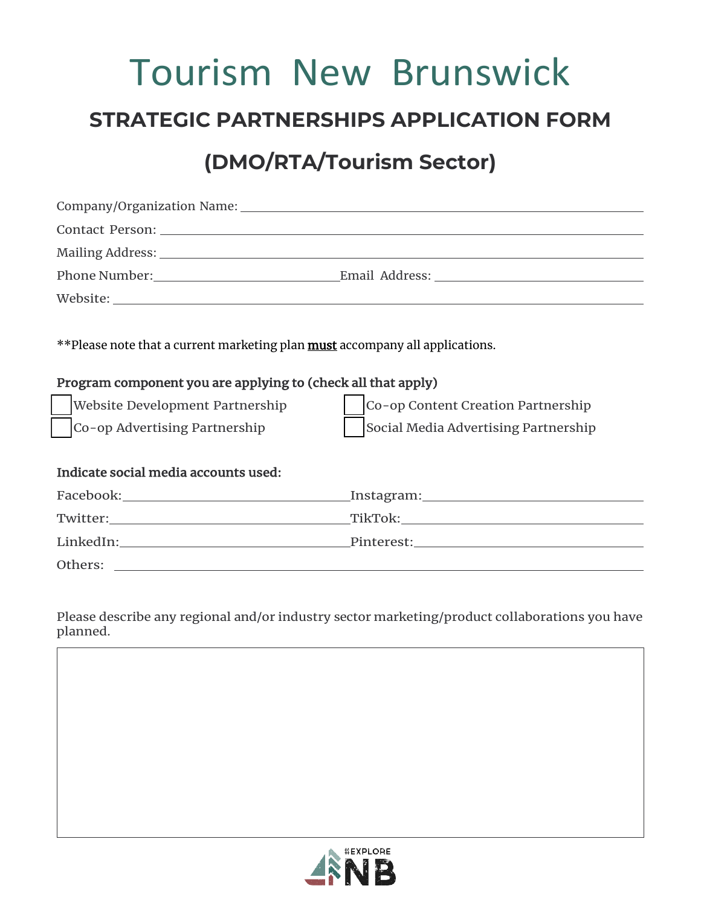# Tourism New Brunswick

## STRATEGIC PARTNERSHIPS APPLICATION FORM

## (DMO/RTA/Tourism Sector)

Company/Organization Name: ______________________________

Contact Person: ______________________________

Mailing Address: ______________________________

Phone Number: ______________ Email Address: ______________

Website: ______________________________

**Please note that a current marketing plan **<u>must</u>** accompany all applications.

**Program component you are applying to (check all that apply)**

- ☐ Website Development Partnership
- ☐ Co-op Content Creation Partnership
- ☐ Co-op Advertising Partnership
- ☐ Social Media Advertising Partnership

**Indicate social media accounts used:**

Facebook: ______________ Instagram: ______________

Twitter: ______________ TikTok: ______________

LinkedIn: ______________ Pinterest: ______________

Others: ______________________________

Please describe any regional and/or industry sector marketing/product collaborations you have planned.

| |
|---|
| |

#EXPLORE NB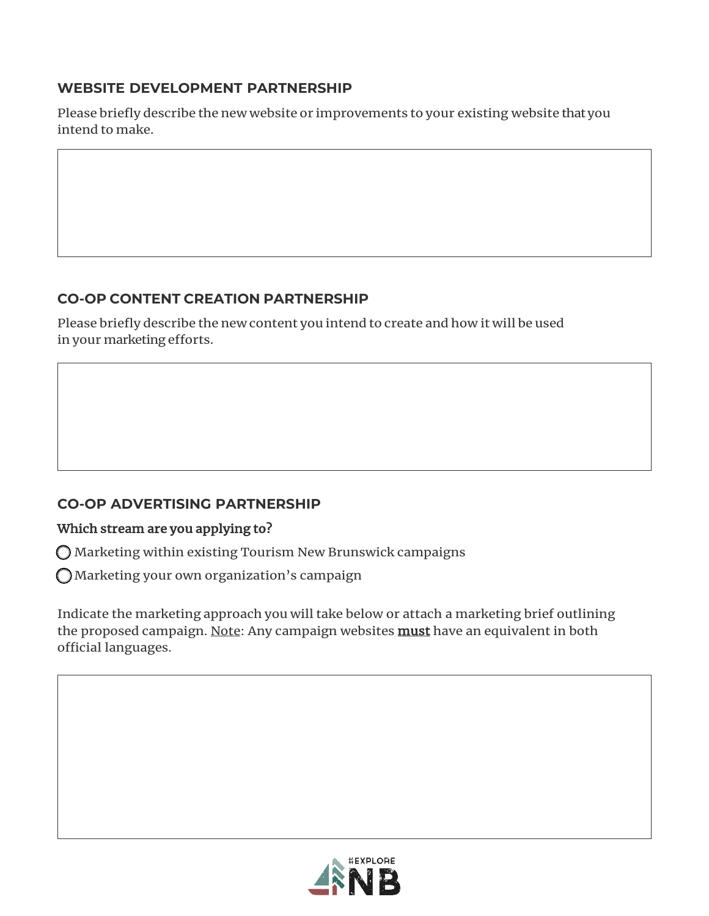## WEBSITE DEVELOPMENT PARTNERSHIP

Please briefly describe the new website or improvements to your existing website that you intend to make.

## CO-OP CONTENT CREATION PARTNERSHIP

Please briefly describe the new content you intend to create and how it will be used in your marketing efforts.

## CO-OP ADVERTISING PARTNERSHIP

**Which stream are you applying to?**

- ◯ Marketing within existing Tourism New Brunswick campaigns
- ◯ Marketing your own organization's campaign

Indicate the marketing approach you will take below or attach a marketing brief outlining the proposed campaign. Note: Any campaign websites **must** have an equivalent in both official languages.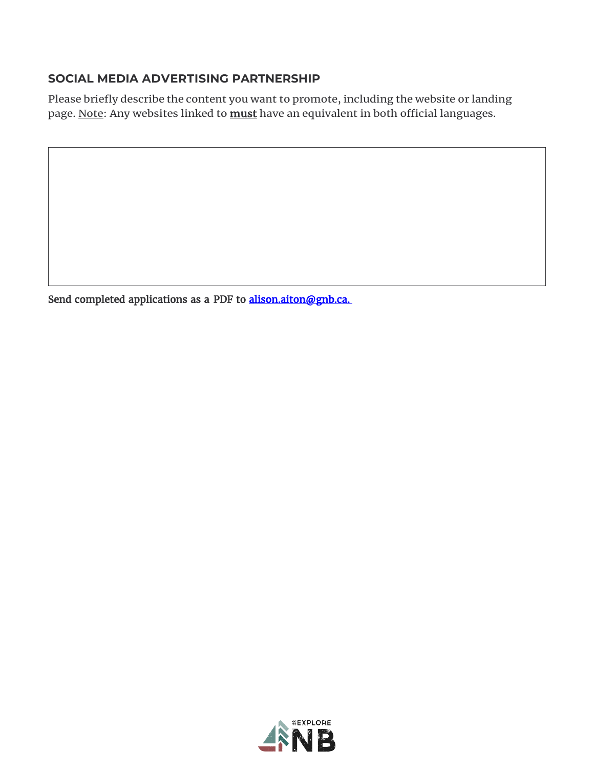## SOCIAL MEDIA ADVERTISING PARTNERSHIP

Please briefly describe the content you want to promote, including the website or landing page. Note: Any websites linked to **must** have an equivalent in both official languages.

| |
|---|
| |

**Send completed applications as a PDF to alison.aiton@gnb.ca.**

#EXPLORE NB